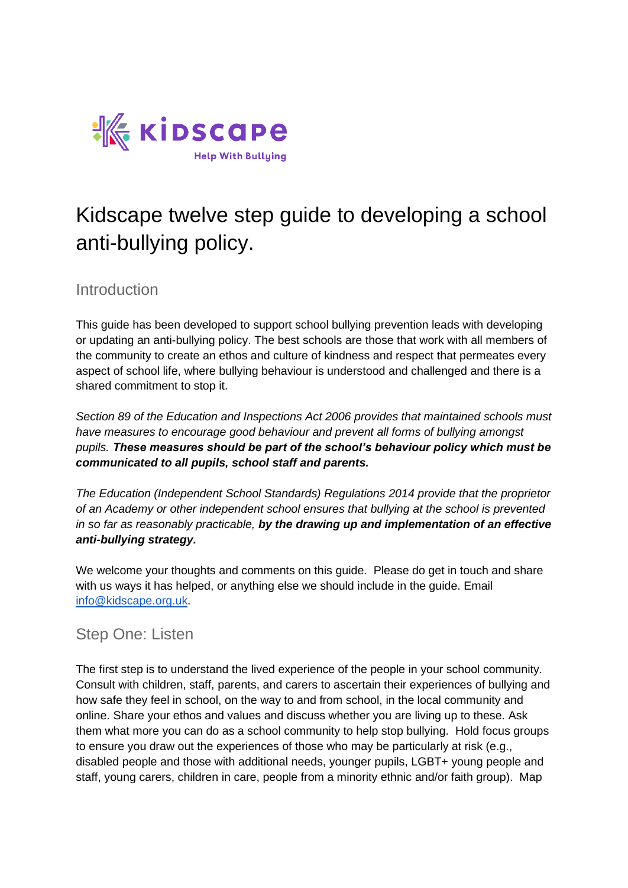Kidscape
Help With Bullying

# Kidscape twelve step guide to developing a school anti-bullying policy.

## Introduction

This guide has been developed to support school bullying prevention leads with developing or updating an anti-bullying policy. The best schools are those that work with all members of the community to create an ethos and culture of kindness and respect that permeates every aspect of school life, where bullying behaviour is understood and challenged and there is a shared commitment to stop it.

*Section 89 of the Education and Inspections Act 2006 provides that maintained schools must have measures to encourage good behaviour and prevent all forms of bullying amongst pupils.* ***These measures should be part of the school's behaviour policy which must be communicated to all pupils, school staff and parents.***

*The Education (Independent School Standards) Regulations 2014 provide that the proprietor of an Academy or other independent school ensures that bullying at the school is prevented in so far as reasonably practicable,* ***by the drawing up and implementation of an effective anti-bullying strategy.***

We welcome your thoughts and comments on this guide. Please do get in touch and share with us ways it has helped, or anything else we should include in the guide. Email info@kidscape.org.uk.

## Step One: Listen

The first step is to understand the lived experience of the people in your school community. Consult with children, staff, parents, and carers to ascertain their experiences of bullying and how safe they feel in school, on the way to and from school, in the local community and online. Share your ethos and values and discuss whether you are living up to these. Ask them what more you can do as a school community to help stop bullying. Hold focus groups to ensure you draw out the experiences of those who may be particularly at risk (e.g., disabled people and those with additional needs, younger pupils, LGBT+ young people and staff, young carers, children in care, people from a minority ethnic and/or faith group). Map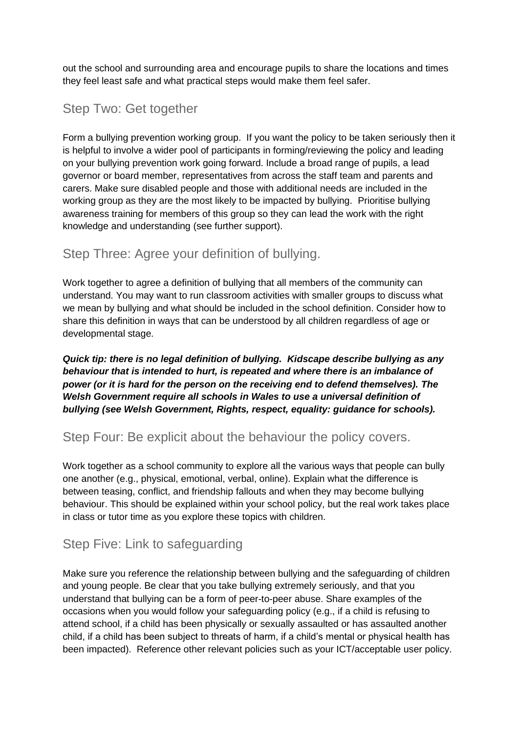out the school and surrounding area and encourage pupils to share the locations and times they feel least safe and what practical steps would make them feel safer.

## Step Two: Get together

Form a bullying prevention working group. If you want the policy to be taken seriously then it is helpful to involve a wider pool of participants in forming/reviewing the policy and leading on your bullying prevention work going forward. Include a broad range of pupils, a lead governor or board member, representatives from across the staff team and parents and carers. Make sure disabled people and those with additional needs are included in the working group as they are the most likely to be impacted by bullying. Prioritise bullying awareness training for members of this group so they can lead the work with the right knowledge and understanding (see further support).

## Step Three: Agree your definition of bullying.

Work together to agree a definition of bullying that all members of the community can understand. You may want to run classroom activities with smaller groups to discuss what we mean by bullying and what should be included in the school definition. Consider how to share this definition in ways that can be understood by all children regardless of age or developmental stage.

***Quick tip: there is no legal definition of bullying. Kidscape describe bullying as any behaviour that is intended to hurt, is repeated and where there is an imbalance of power (or it is hard for the person on the receiving end to defend themselves). The Welsh Government require all schools in Wales to use a universal definition of bullying (see Welsh Government, Rights, respect, equality: guidance for schools).***

## Step Four: Be explicit about the behaviour the policy covers.

Work together as a school community to explore all the various ways that people can bully one another (e.g., physical, emotional, verbal, online). Explain what the difference is between teasing, conflict, and friendship fallouts and when they may become bullying behaviour. This should be explained within your school policy, but the real work takes place in class or tutor time as you explore these topics with children.

## Step Five: Link to safeguarding

Make sure you reference the relationship between bullying and the safeguarding of children and young people. Be clear that you take bullying extremely seriously, and that you understand that bullying can be a form of peer-to-peer abuse. Share examples of the occasions when you would follow your safeguarding policy (e.g., if a child is refusing to attend school, if a child has been physically or sexually assaulted or has assaulted another child, if a child has been subject to threats of harm, if a child's mental or physical health has been impacted). Reference other relevant policies such as your ICT/acceptable user policy.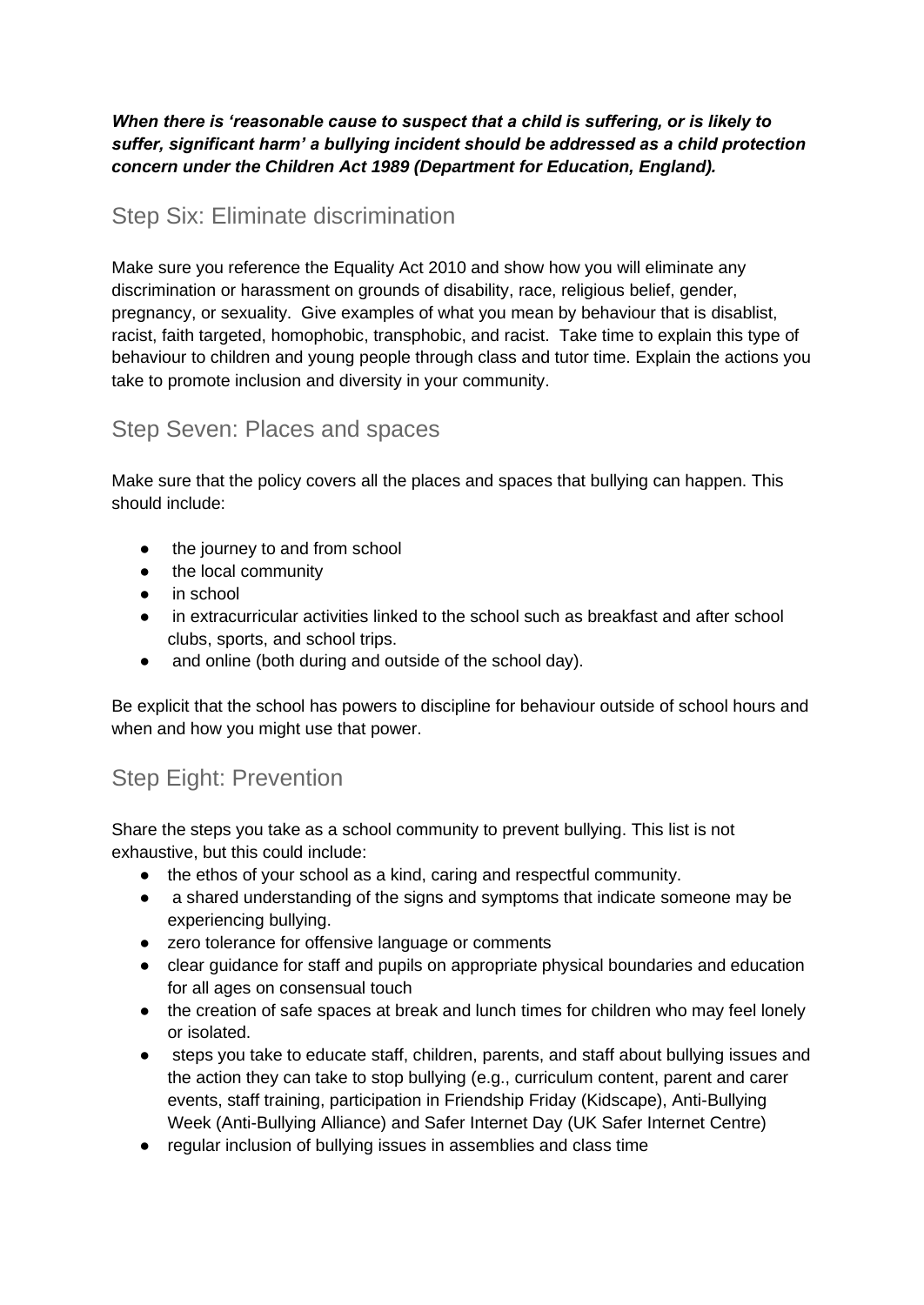***When there is 'reasonable cause to suspect that a child is suffering, or is likely to suffer, significant harm' a bullying incident should be addressed as a child protection concern under the Children Act 1989 (Department for Education, England).***

## Step Six: Eliminate discrimination

Make sure you reference the Equality Act 2010 and show how you will eliminate any discrimination or harassment on grounds of disability, race, religious belief, gender, pregnancy, or sexuality. Give examples of what you mean by behaviour that is disablist, racist, faith targeted, homophobic, transphobic, and racist. Take time to explain this type of behaviour to children and young people through class and tutor time. Explain the actions you take to promote inclusion and diversity in your community.

## Step Seven: Places and spaces

Make sure that the policy covers all the places and spaces that bullying can happen. This should include:

- the journey to and from school
- the local community
- in school
- in extracurricular activities linked to the school such as breakfast and after school clubs, sports, and school trips.
- and online (both during and outside of the school day).

Be explicit that the school has powers to discipline for behaviour outside of school hours and when and how you might use that power.

## Step Eight: Prevention

Share the steps you take as a school community to prevent bullying. This list is not exhaustive, but this could include:

- the ethos of your school as a kind, caring and respectful community.
- a shared understanding of the signs and symptoms that indicate someone may be experiencing bullying.
- zero tolerance for offensive language or comments
- clear guidance for staff and pupils on appropriate physical boundaries and education for all ages on consensual touch
- the creation of safe spaces at break and lunch times for children who may feel lonely or isolated.
- steps you take to educate staff, children, parents, and staff about bullying issues and the action they can take to stop bullying (e.g., curriculum content, parent and carer events, staff training, participation in Friendship Friday (Kidscape), Anti-Bullying Week (Anti-Bullying Alliance) and Safer Internet Day (UK Safer Internet Centre)
- regular inclusion of bullying issues in assemblies and class time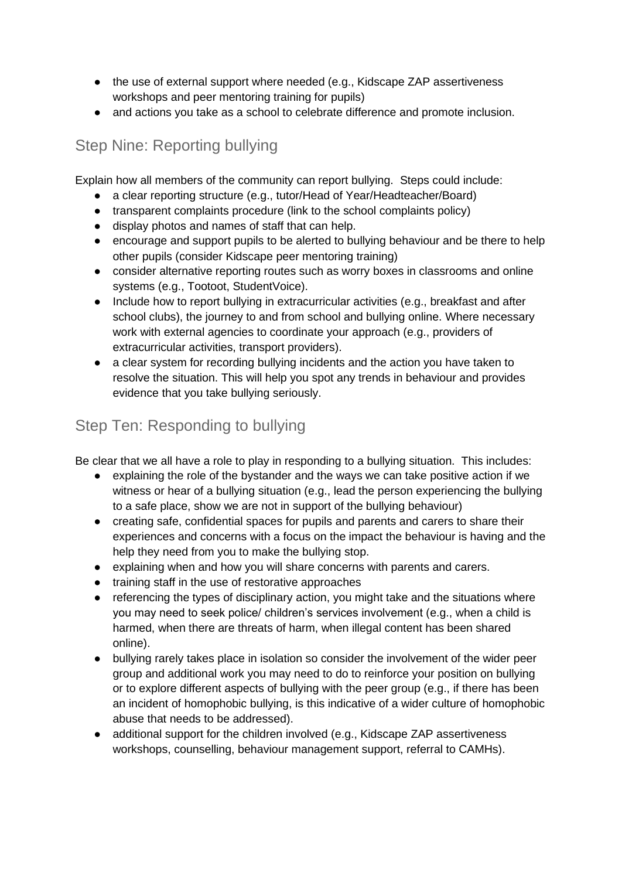- the use of external support where needed (e.g., Kidscape ZAP assertiveness workshops and peer mentoring training for pupils)
- and actions you take as a school to celebrate difference and promote inclusion.

## Step Nine: Reporting bullying

Explain how all members of the community can report bullying. Steps could include:

- a clear reporting structure (e.g., tutor/Head of Year/Headteacher/Board)
- transparent complaints procedure (link to the school complaints policy)
- display photos and names of staff that can help.
- encourage and support pupils to be alerted to bullying behaviour and be there to help other pupils (consider Kidscape peer mentoring training)
- consider alternative reporting routes such as worry boxes in classrooms and online systems (e.g., Tootoot, StudentVoice).
- Include how to report bullying in extracurricular activities (e.g., breakfast and after school clubs), the journey to and from school and bullying online. Where necessary work with external agencies to coordinate your approach (e.g., providers of extracurricular activities, transport providers).
- a clear system for recording bullying incidents and the action you have taken to resolve the situation. This will help you spot any trends in behaviour and provides evidence that you take bullying seriously.

## Step Ten: Responding to bullying

Be clear that we all have a role to play in responding to a bullying situation. This includes:

- explaining the role of the bystander and the ways we can take positive action if we witness or hear of a bullying situation (e.g., lead the person experiencing the bullying to a safe place, show we are not in support of the bullying behaviour)
- creating safe, confidential spaces for pupils and parents and carers to share their experiences and concerns with a focus on the impact the behaviour is having and the help they need from you to make the bullying stop.
- explaining when and how you will share concerns with parents and carers.
- training staff in the use of restorative approaches
- referencing the types of disciplinary action, you might take and the situations where you may need to seek police/ children's services involvement (e.g., when a child is harmed, when there are threats of harm, when illegal content has been shared online).
- bullying rarely takes place in isolation so consider the involvement of the wider peer group and additional work you may need to do to reinforce your position on bullying or to explore different aspects of bullying with the peer group (e.g., if there has been an incident of homophobic bullying, is this indicative of a wider culture of homophobic abuse that needs to be addressed).
- additional support for the children involved (e.g., Kidscape ZAP assertiveness workshops, counselling, behaviour management support, referral to CAMHs).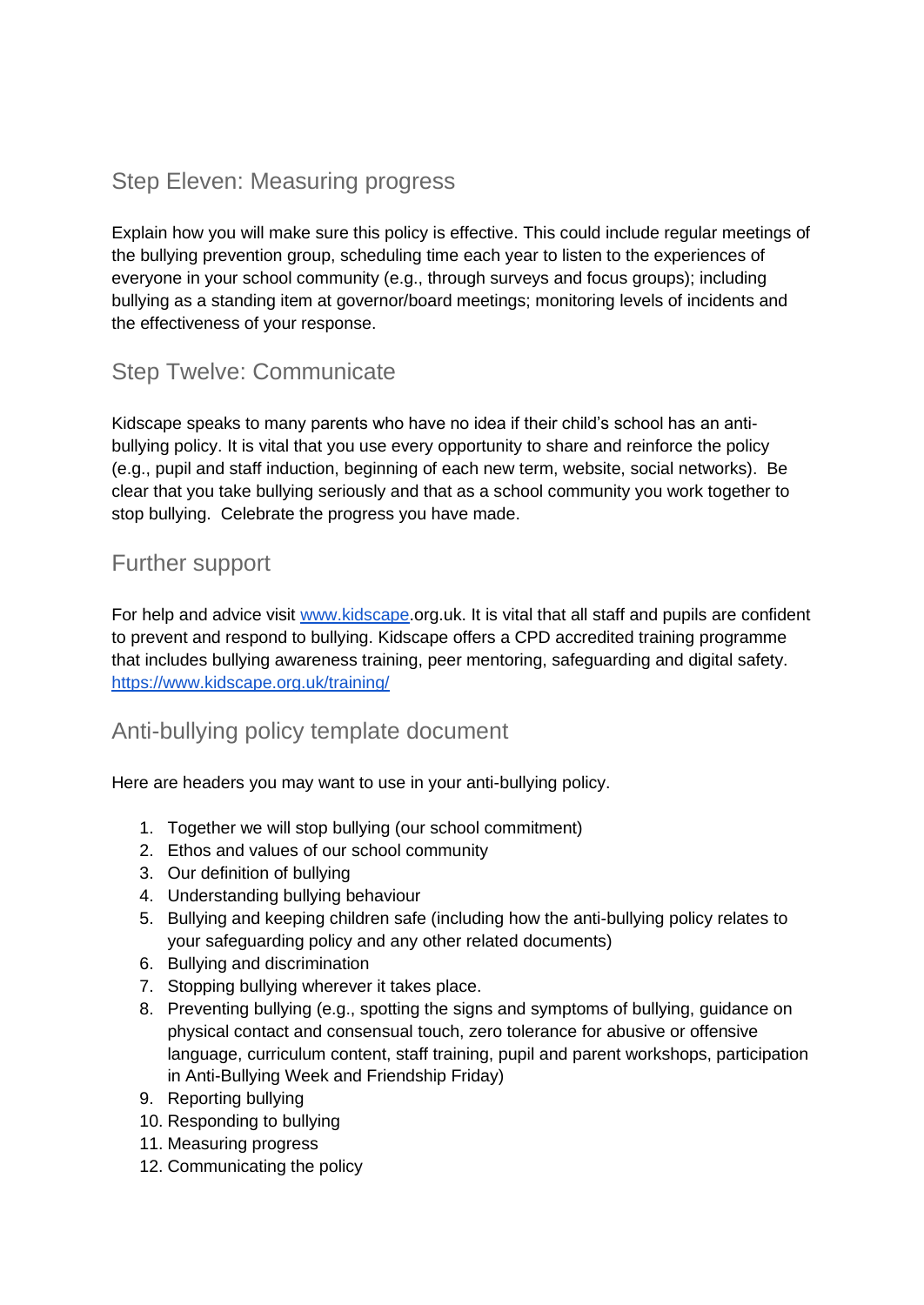## Step Eleven: Measuring progress

Explain how you will make sure this policy is effective. This could include regular meetings of the bullying prevention group, scheduling time each year to listen to the experiences of everyone in your school community (e.g., through surveys and focus groups); including bullying as a standing item at governor/board meetings; monitoring levels of incidents and the effectiveness of your response.

## Step Twelve: Communicate

Kidscape speaks to many parents who have no idea if their child's school has an anti-bullying policy. It is vital that you use every opportunity to share and reinforce the policy (e.g., pupil and staff induction, beginning of each new term, website, social networks). Be clear that you take bullying seriously and that as a school community you work together to stop bullying. Celebrate the progress you have made.

## Further support

For help and advice visit [www.kidscape](http://www.kidscape.org.uk).org.uk. It is vital that all staff and pupils are confident to prevent and respond to bullying. Kidscape offers a CPD accredited training programme that includes bullying awareness training, peer mentoring, safeguarding and digital safety. [https://www.kidscape.org.uk/training/](https://www.kidscape.org.uk/training/)

## Anti-bullying policy template document

Here are headers you may want to use in your anti-bullying policy.

1. Together we will stop bullying (our school commitment)
2. Ethos and values of our school community
3. Our definition of bullying
4. Understanding bullying behaviour
5. Bullying and keeping children safe (including how the anti-bullying policy relates to your safeguarding policy and any other related documents)
6. Bullying and discrimination
7. Stopping bullying wherever it takes place.
8. Preventing bullying (e.g., spotting the signs and symptoms of bullying, guidance on physical contact and consensual touch, zero tolerance for abusive or offensive language, curriculum content, staff training, pupil and parent workshops, participation in Anti-Bullying Week and Friendship Friday)
9. Reporting bullying
10. Responding to bullying
11. Measuring progress
12. Communicating the policy